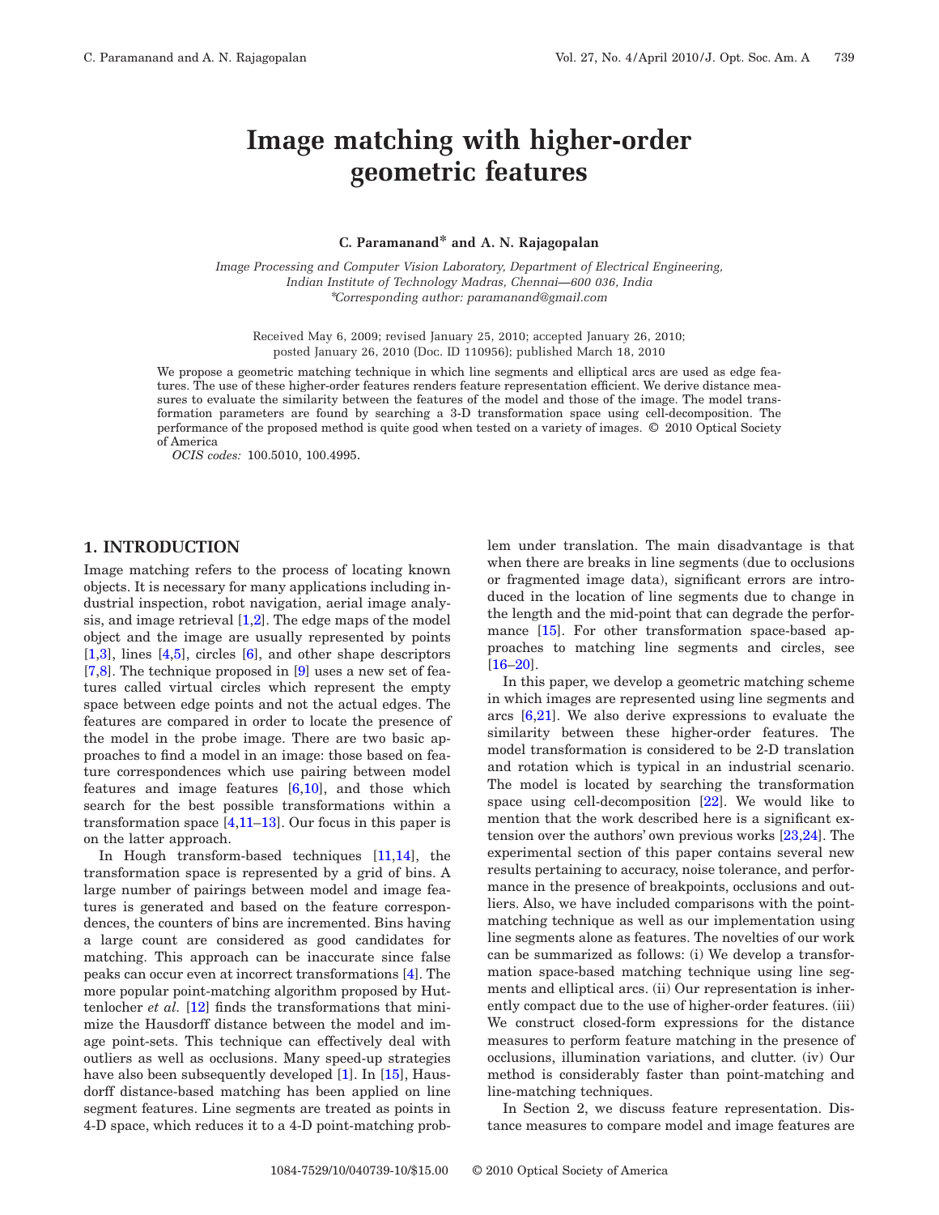# Image matching with higher-order geometric features

**C. Paramanand* and A. N. Rajagopalan**

*Image Processing and Computer Vision Laboratory, Department of Electrical Engineering, Indian Institute of Technology Madras, Chennai—600 036, India*
*\*Corresponding author: paramanand@gmail.com*

Received May 6, 2009; revised January 25, 2010; accepted January 26, 2010; posted January 26, 2010 (Doc. ID 110956); published March 18, 2010

We propose a geometric matching technique in which line segments and elliptical arcs are used as edge features. The use of these higher-order features renders feature representation efficient. We derive distance measures to evaluate the similarity between the features of the model and those of the image. The model transformation parameters are found by searching a 3-D transformation space using cell-decomposition. The performance of the proposed method is quite good when tested on a variety of images. © 2010 Optical Society of America

*OCIS codes:* 100.5010, 100.4995.

## 1. INTRODUCTION

Image matching refers to the process of locating known objects. It is necessary for many applications including industrial inspection, robot navigation, aerial image analysis, and image retrieval [1,2]. The edge maps of the model object and the image are usually represented by points [1,3], lines [4,5], circles [6], and other shape descriptors [7,8]. The technique proposed in [9] uses a new set of features called virtual circles which represent the empty space between edge points and not the actual edges. The features are compared in order to locate the presence of the model in the probe image. There are two basic approaches to find a model in an image: those based on feature correspondences which use pairing between model features and image features [6,10], and those which search for the best possible transformations within a transformation space [4,11–13]. Our focus in this paper is on the latter approach.

In Hough transform-based techniques [11,14], the transformation space is represented by a grid of bins. A large number of pairings between model and image features is generated and based on the feature correspondences, the counters of bins are incremented. Bins having a large count are considered as good candidates for matching. This approach can be inaccurate since false peaks can occur even at incorrect transformations [4]. The more popular point-matching algorithm proposed by Huttenlocher *et al.* [12] finds the transformations that minimize the Hausdorff distance between the model and image point-sets. This technique can effectively deal with outliers as well as occlusions. Many speed-up strategies have also been subsequently developed [1]. In [15], Hausdorff distance-based matching has been applied on line segment features. Line segments are treated as points in 4-D space, which reduces it to a 4-D point-matching problem under translation. The main disadvantage is that when there are breaks in line segments (due to occlusions or fragmented image data), significant errors are introduced in the location of line segments due to change in the length and the mid-point that can degrade the performance [15]. For other transformation space-based approaches to matching line segments and circles, see [16–20].

In this paper, we develop a geometric matching scheme in which images are represented using line segments and arcs [6,21]. We also derive expressions to evaluate the similarity between these higher-order features. The model transformation is considered to be 2-D translation and rotation which is typical in an industrial scenario. The model is located by searching the transformation space using cell-decomposition [22]. We would like to mention that the work described here is a significant extension over the authors' own previous works [23,24]. The experimental section of this paper contains several new results pertaining to accuracy, noise tolerance, and performance in the presence of breakpoints, occlusions and outliers. Also, we have included comparisons with the point-matching technique as well as our implementation using line segments alone as features. The novelties of our work can be summarized as follows: (i) We develop a transformation space-based matching technique using line segments and elliptical arcs. (ii) Our representation is inherently compact due to the use of higher-order features. (iii) We construct closed-form expressions for the distance measures to perform feature matching in the presence of occlusions, illumination variations, and clutter. (iv) Our method is considerably faster than point-matching and line-matching techniques.

In Section 2, we discuss feature representation. Distance measures to compare model and image features are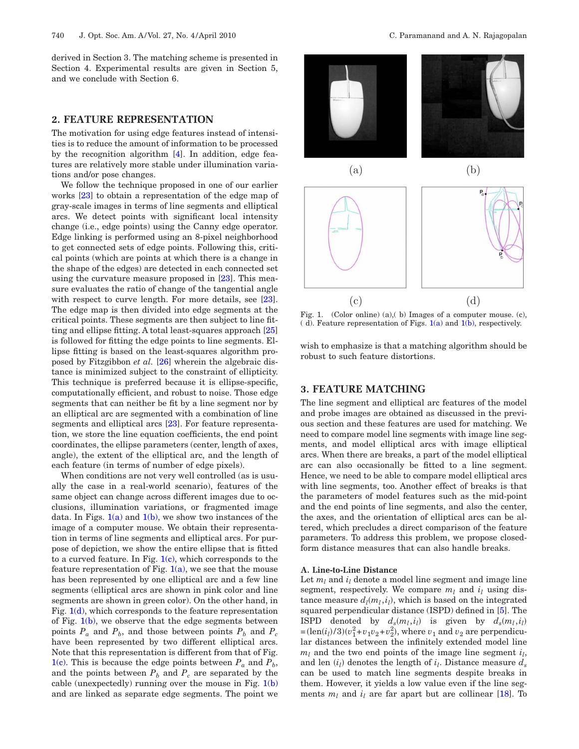derived in Section 3. The matching scheme is presented in Section 4. Experimental results are given in Section 5, and we conclude with Section 6.

## 2. FEATURE REPRESENTATION

The motivation for using edge features instead of intensities is to reduce the amount of information to be processed by the recognition algorithm [4]. In addition, edge features are relatively more stable under illumination variations and/or pose changes.

We follow the technique proposed in one of our earlier works [23] to obtain a representation of the edge map of gray-scale images in terms of line segments and elliptical arcs. We detect points with significant local intensity change (i.e., edge points) using the Canny edge operator. Edge linking is performed using an 8-pixel neighborhood to get connected sets of edge points. Following this, critical points (which are points at which there is a change in the shape of the edges) are detected in each connected set using the curvature measure proposed in [23]. This measure evaluates the ratio of change of the tangential angle with respect to curve length. For more details, see [23]. The edge map is then divided into edge segments at the critical points. These segments are then subject to line fitting and ellipse fitting. A total least-squares approach [25] is followed for fitting the edge points to line segments. Ellipse fitting is based on the least-squares algorithm proposed by Fitzgibbon *et al.* [26] wherein the algebraic distance is minimized subject to the constraint of ellipticity. This technique is preferred because it is ellipse-specific, computationally efficient, and robust to noise. Those edge segments that can neither be fit by a line segment nor by an elliptical arc are segmented with a combination of line segments and elliptical arcs [23]. For feature representation, we store the line equation coefficients, the end point coordinates, the ellipse parameters (center, length of axes, angle), the extent of the elliptical arc, and the length of each feature (in terms of number of edge pixels).

When conditions are not very well controlled (as is usually the case in a real-world scenario), features of the same object can change across different images due to occlusions, illumination variations, or fragmented image data. In Figs. 1(a) and 1(b), we show two instances of the image of a computer mouse. We obtain their representation in terms of line segments and elliptical arcs. For purpose of depiction, we show the entire ellipse that is fitted to a curved feature. In Fig. 1(c), which corresponds to the feature representation of Fig. 1(a), we see that the mouse has been represented by one elliptical arc and a few line segments (elliptical arcs are shown in pink color and line segments are shown in green color). On the other hand, in Fig. 1(d), which corresponds to the feature representation of Fig. 1(b), we observe that the edge segments between points $P_a$ and $P_b$, and those between points $P_b$ and $P_c$ have been represented by two different elliptical arcs. Note that this representation is different from that of Fig. 1(c). This is because the edge points between $P_a$ and $P_b$, and the points between $P_b$ and $P_c$ are separated by the cable (unexpectedly) running over the mouse in Fig. 1(b) and are linked as separate edge segments. The point we wish to emphasize is that a matching algorithm should be robust to such feature distortions.

Fig. 1. (Color online) (a),( b) Images of a computer mouse. (c), ( d). Feature representation of Figs. 1(a) and 1(b), respectively.

## 3. FEATURE MATCHING

The line segment and elliptical arc features of the model and probe images are obtained as discussed in the previous section and these features are used for matching. We need to compare model line segments with image line segments, and model elliptical arcs with image elliptical arcs. When there are breaks, a part of the model elliptical arc can also occasionally be fitted to a line segment. Hence, we need to be able to compare model elliptical arcs with line segments, too. Another effect of breaks is that the parameters of model features such as the mid-point and the end points of line segments, and also the center, the axes, and the orientation of elliptical arcs can be altered, which precludes a direct comparison of the feature parameters. To address this problem, we propose closed-form distance measures that can also handle breaks.

### A. Line-to-Line Distance

Let $m_l$ and $i_l$ denote a model line segment and image line segment, respectively. We compare $m_l$ and $i_l$ using distance measure $d_l(m_l, i_l)$, which is based on the integrated squared perpendicular distance (ISPD) defined in [5]. The ISPD denoted by $d_s(m_l, i_l)$ is given by $d_s(m_l, i_l) = (\text{len}(i_l)/3)(v_1^2 + v_1 v_2 + v_2^2)$, where $v_1$ and $v_2$ are perpendicular distances between the infinitely extended model line $m_l$ and the two end points of the image line segment $i_l$, and len $(i_l)$ denotes the length of $i_l$. Distance measure $d_s$ can be used to match line segments despite breaks in them. However, it yields a low value even if the line segments $m_l$ and $i_l$ are far apart but are collinear [18]. To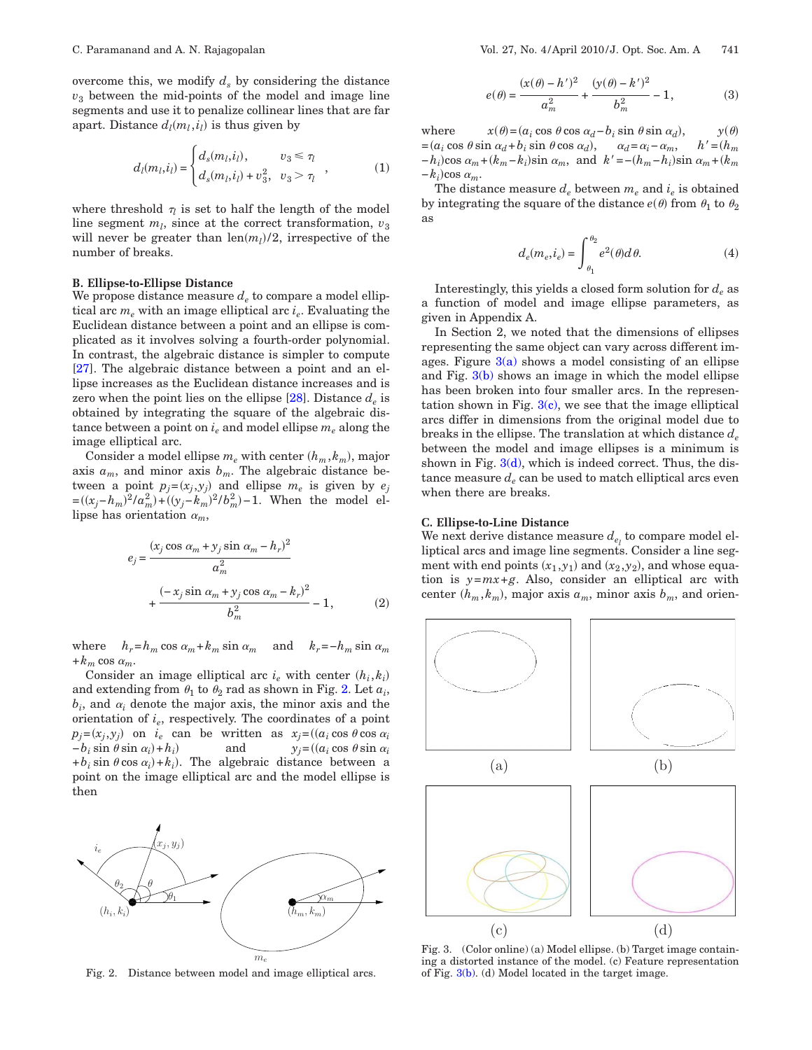overcome this, we modify $d_s$ by considering the distance $v_3$ between the mid-points of the model and image line segments and use it to penalize collinear lines that are far apart. Distance $d_l(m_l,i_l)$ is thus given by

$$d_l(m_l,i_l) = \begin{cases} d_s(m_l,i_l), & v_3 \leq \tau_l \\ d_s(m_l,i_l) + v_3^2, & v_3 > \tau_l \end{cases}, \tag{1}$$

where threshold $\tau_l$ is set to half the length of the model line segment $m_l$, since at the correct transformation, $v_3$ will never be greater than $\text{len}(m_l)/2$, irrespective of the number of breaks.

### B. Ellipse-to-Ellipse Distance

We propose distance measure $d_e$ to compare a model elliptical arc $m_e$ with an image elliptical arc $i_e$. Evaluating the Euclidean distance between a point and an ellipse is complicated as it involves solving a fourth-order polynomial. In contrast, the algebraic distance is simpler to compute [27]. The algebraic distance between a point and an ellipse increases as the Euclidean distance increases and is zero when the point lies on the ellipse [28]. Distance $d_e$ is obtained by integrating the square of the algebraic distance between a point on $i_e$ and model ellipse $m_e$ along the image elliptical arc.

Consider a model ellipse $m_e$ with center $(h_m,k_m)$, major axis $a_m$, and minor axis $b_m$. The algebraic distance between a point $p_j=(x_j,y_j)$ and ellipse $m_e$ is given by $e_j = ((x_j-h_m)^2/a_m^2)+((y_j-k_m)^2/b_m^2)-1$. When the model ellipse has orientation $\alpha_m$,

$$e_j = \frac{(x_j \cos \alpha_m + y_j \sin \alpha_m - h_r)^2}{a_m^2} + \frac{(-x_j \sin \alpha_m + y_j \cos \alpha_m - k_r)^2}{b_m^2} - 1, \tag{2}$$

where $h_r = h_m \cos \alpha_m + k_m \sin \alpha_m$ and $k_r = -h_m \sin \alpha_m + k_m \cos \alpha_m$.

Consider an image elliptical arc $i_e$ with center $(h_i,k_i)$ and extending from $\theta_1$ to $\theta_2$ rad as shown in Fig. 2. Let $a_i$, $b_i$, and $\alpha_i$ denote the major axis, the minor axis and the orientation of $i_e$, respectively. The coordinates of a point $p_j=(x_j,y_j)$ on $i_e$ can be written as $x_j=((a_i \cos \theta \cos \alpha_i - b_i \sin \theta \sin \alpha_i)+h_i)$ and $y_j=((a_i \cos \theta \sin \alpha_i + b_i \sin \theta \cos \alpha_i)+k_i)$. The algebraic distance between a point on the image elliptical arc and the model ellipse is then

Fig. 2. Distance between model and image elliptical arcs.

$$e(\theta) = \frac{(x(\theta)-h')^2}{a_m^2} + \frac{(y(\theta)-k')^2}{b_m^2} - 1, \tag{3}$$

where $x(\theta)=(a_i \cos \theta \cos \alpha_d - b_i \sin \theta \sin \alpha_d)$, $y(\theta) = (a_i \cos \theta \sin \alpha_d + b_i \sin \theta \cos \alpha_d)$, $\alpha_d = \alpha_i - \alpha_m$, $h' = (h_m - h_i)\cos \alpha_m + (k_m - k_i)\sin \alpha_m$, and $k' = -(h_m - h_i)\sin \alpha_m + (k_m - k_i)\cos \alpha_m$.

The distance measure $d_e$ between $m_e$ and $i_e$ is obtained by integrating the square of the distance $e(\theta)$ from $\theta_1$ to $\theta_2$ as

$$d_e(m_e,i_e) = \int_{\theta_1}^{\theta_2} e^2(\theta) d\theta. \tag{4}$$

Interestingly, this yields a closed form solution for $d_e$ as a function of model and image ellipse parameters, as given in Appendix A.

In Section 2, we noted that the dimensions of ellipses representing the same object can vary across different images. Figure 3(a) shows a model consisting of an ellipse and Fig. 3(b) shows an image in which the model ellipse has been broken into four smaller arcs. In the representation shown in Fig. 3(c), we see that the image elliptical arcs differ in dimensions from the original model due to breaks in the ellipse. The translation at which distance $d_e$ between the model and image ellipses is a minimum is shown in Fig. 3(d), which is indeed correct. Thus, the distance measure $d_e$ can be used to match elliptical arcs even when there are breaks.

### C. Ellipse-to-Line Distance

We next derive distance measure $d_{e_l}$ to compare model elliptical arcs and image line segments. Consider a line segment with end points $(x_1,y_1)$ and $(x_2,y_2)$, and whose equation is $y=mx+g$. Also, consider an elliptical arc with center $(h_m,k_m)$, major axis $a_m$, minor axis $b_m$, and orien-

Fig. 3. (Color online) (a) Model ellipse. (b) Target image containing a distorted instance of the model. (c) Feature representation of Fig. 3(b). (d) Model located in the target image.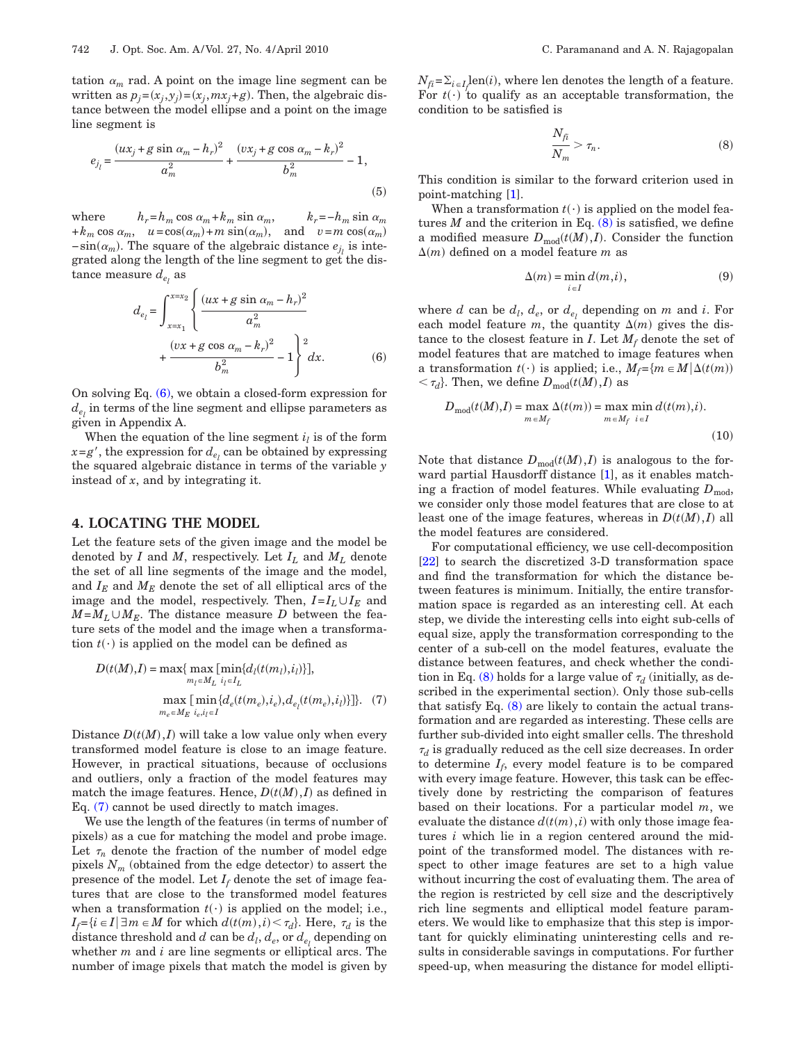tation $\alpha_m$ rad. A point on the image line segment can be written as $p_j=(x_j,y_j)=(x_j,mx_j+g)$. Then, the algebraic distance between the model ellipse and a point on the image line segment is

$$e_{j_l}=\frac{(ux_j+g\sin\alpha_m-h_r)^2}{a_m^2}+\frac{(vx_j+g\cos\alpha_m-k_r)^2}{b_m^2}-1, \tag{5}$$

where $h_r=h_m\cos\alpha_m+k_m\sin\alpha_m$, $k_r=-h_m\sin\alpha_m+k_m\cos\alpha_m$, $u=\cos(\alpha_m)+m\sin(\alpha_m)$, and $v=m\cos(\alpha_m)-\sin(\alpha_m)$. The square of the algebraic distance $e_{j_l}$ is integrated along the length of the line segment to get the distance measure $d_{e_l}$ as

$$d_{e_l}=\int_{x=x_1}^{x=x_2}\left\{\frac{(ux+g\sin\alpha_m-h_r)^2}{a_m^2}+\frac{(vx+g\cos\alpha_m-k_r)^2}{b_m^2}-1\right\}^2dx. \tag{6}$$

On solving Eq. (6), we obtain a closed-form expression for $d_{e_l}$ in terms of the line segment and ellipse parameters as given in Appendix A.

When the equation of the line segment $i_l$ is of the form $x=g'$, the expression for $d_{e_l}$ can be obtained by expressing the squared algebraic distance in terms of the variable $y$ instead of $x$, and by integrating it.

## 4. LOCATING THE MODEL

Let the feature sets of the given image and the model be denoted by $I$ and $M$, respectively. Let $I_L$ and $M_L$ denote the set of all line segments of the image and the model, and $I_E$ and $M_E$ denote the set of all elliptical arcs of the image and the model, respectively. Then, $I=I_L\cup I_E$ and $M=M_L\cup M_E$. The distance measure $D$ between the feature sets of the model and the image when a transformation $t(\cdot)$ is applied on the model can be defined as

$$D(t(M),I)=\max\{\max_{m_l\in M_L}[\min_{i_l\in I_L}\{d_l(t(m_l),i_l)\}],\ \max_{m_e\in M_E}[\min_{i_e,i_l\in I}\{d_e(t(m_e),i_e),d_{e_l}(t(m_e),i_l)\}]\}. \tag{7}$$

Distance $D(t(M),I)$ will take a low value only when every transformed model feature is close to an image feature. However, in practical situations, because of occlusions and outliers, only a fraction of the model features may match the image features. Hence, $D(t(M),I)$ as defined in Eq. (7) cannot be used directly to match images.

We use the length of the features (in terms of number of pixels) as a cue for matching the model and probe image. Let $\tau_n$ denote the fraction of the number of model edge pixels $N_m$ (obtained from the edge detector) to assert the presence of the model. Let $I_f$ denote the set of image features that are close to the transformed model features when a transformation $t(\cdot)$ is applied on the model; i.e., $I_f=\{i\in I\mid\exists m\in M \text{ for which } d(t(m),i)<\tau_d\}$. Here, $\tau_d$ is the distance threshold and $d$ can be $d_l$, $d_e$, or $d_{e_l}$ depending on whether $m$ and $i$ are line segments or elliptical arcs. The number of image pixels that match the model is given by $N_{fi}=\Sigma_{i\in I_f}\text{len}(i)$, where len denotes the length of a feature. For $t(\cdot)$ to qualify as an acceptable transformation, the condition to be satisfied is

$$\frac{N_{fi}}{N_m}>\tau_n. \tag{8}$$

This condition is similar to the forward criterion used in point-matching [1].

When a transformation $t(\cdot)$ is applied on the model features $M$ and the criterion in Eq. (8) is satisfied, we define a modified measure $D_{\text{mod}}(t(M),I)$. Consider the function $\Delta(m)$ defined on a model feature $m$ as

$$\Delta(m)=\min_{i\in I}d(m,i), \tag{9}$$

where $d$ can be $d_l$, $d_e$, or $d_{e_l}$ depending on $m$ and $i$. For each model feature $m$, the quantity $\Delta(m)$ gives the distance to the closest feature in $I$. Let $M_f$ denote the set of model features that are matched to image features when a transformation $t(\cdot)$ is applied; i.e., $M_f=\{m\in M\mid\Delta(t(m))<\tau_d\}$. Then, we define $D_{\text{mod}}(t(M),I)$ as

$$D_{\text{mod}}(t(M),I)=\max_{m\in M_f}\Delta(t(m))=\max_{m\in M_f}\min_{i\in I}d(t(m),i). \tag{10}$$

Note that distance $D_{\text{mod}}(t(M),I)$ is analogous to the forward partial Hausdorff distance [1], as it enables matching a fraction of model features. While evaluating $D_{\text{mod}}$, we consider only those model features that are close to at least one of the image features, whereas in $D(t(M),I)$ all the model features are considered.

For computational efficiency, we use cell-decomposition [22] to search the discretized 3-D transformation space and find the transformation for which the distance between features is minimum. Initially, the entire transformation space is regarded as an interesting cell. At each step, we divide the interesting cells into eight sub-cells of equal size, apply the transformation corresponding to the center of a sub-cell on the model features, evaluate the distance between features, and check whether the condition in Eq. (8) holds for a large value of $\tau_d$ (initially, as described in the experimental section). Only those sub-cells that satisfy Eq. (8) are likely to contain the actual transformation and are regarded as interesting. These cells are further sub-divided into eight smaller cells. The threshold $\tau_d$ is gradually reduced as the cell size decreases. In order to determine $I_f$, every model feature is to be compared with every image feature. However, this task can be effectively done by restricting the comparison of features based on their locations. For a particular model $m$, we evaluate the distance $d(t(m),i)$ with only those image features $i$ which lie in a region centered around the midpoint of the transformed model. The distances with respect to other image features are set to a high value without incurring the cost of evaluating them. The area of the region is restricted by cell size and the descriptively rich line segments and elliptical model feature parameters. We would like to emphasize that this step is important for quickly eliminating uninteresting cells and results in considerable savings in computations. For further speed-up, when measuring the distance for model ellipti-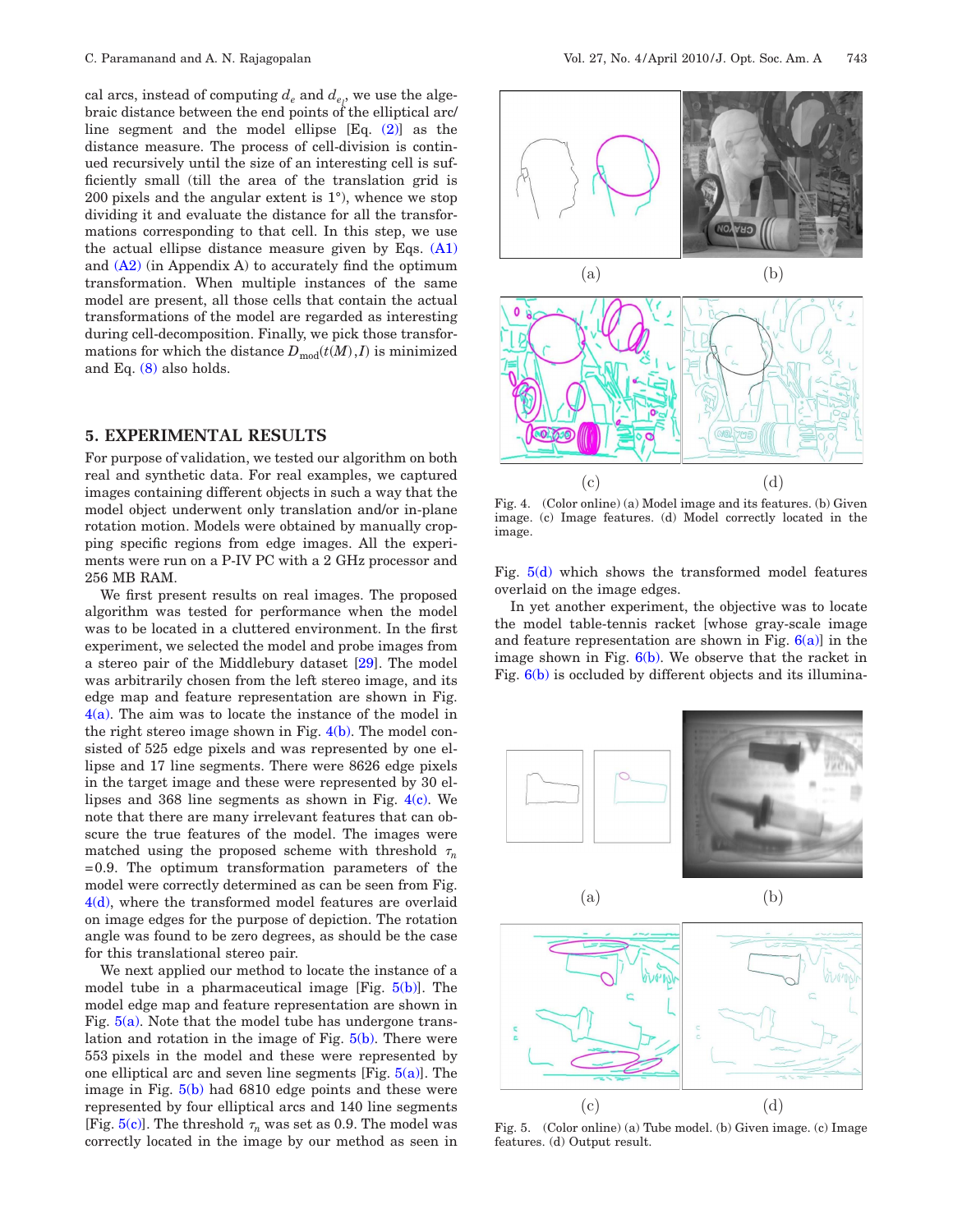cal arcs, instead of computing $d_e$ and $d_{e_l}$, we use the algebraic distance between the end points of the elliptical arc/line segment and the model ellipse [Eq. (2)] as the distance measure. The process of cell-division is continued recursively until the size of an interesting cell is sufficiently small (till the area of the translation grid is 200 pixels and the angular extent is 1°), whence we stop dividing it and evaluate the distance for all the transformations corresponding to that cell. In this step, we use the actual ellipse distance measure given by Eqs. (A1) and (A2) (in Appendix A) to accurately find the optimum transformation. When multiple instances of the same model are present, all those cells that contain the actual transformations of the model are regarded as interesting during cell-decomposition. Finally, we pick those transformations for which the distance $D_{\text{mod}}(t(M), I)$ is minimized and Eq. (8) also holds.

## 5. EXPERIMENTAL RESULTS

For purpose of validation, we tested our algorithm on both real and synthetic data. For real examples, we captured images containing different objects in such a way that the model object underwent only translation and/or in-plane rotation motion. Models were obtained by manually cropping specific regions from edge images. All the experiments were run on a P-IV PC with a 2 GHz processor and 256 MB RAM.

We first present results on real images. The proposed algorithm was tested for performance when the model was to be located in a cluttered environment. In the first experiment, we selected the model and probe images from a stereo pair of the Middlebury dataset [29]. The model was arbitrarily chosen from the left stereo image, and its edge map and feature representation are shown in Fig. 4(a). The aim was to locate the instance of the model in the right stereo image shown in Fig. 4(b). The model consisted of 525 edge pixels and was represented by one ellipse and 17 line segments. There were 8626 edge pixels in the target image and these were represented by 30 ellipses and 368 line segments as shown in Fig. 4(c). We note that there are many irrelevant features that can obscure the true features of the model. The images were matched using the proposed scheme with threshold $\tau_n = 0.9$. The optimum transformation parameters of the model were correctly determined as can be seen from Fig. 4(d), where the transformed model features are overlaid on image edges for the purpose of depiction. The rotation angle was found to be zero degrees, as should be the case for this translational stereo pair.

We next applied our method to locate the instance of a model tube in a pharmaceutical image [Fig. 5(b)]. The model edge map and feature representation are shown in Fig. 5(a). Note that the model tube has undergone translation and rotation in the image of Fig. 5(b). There were 553 pixels in the model and these were represented by one elliptical arc and seven line segments [Fig. 5(a)]. The image in Fig. 5(b) had 6810 edge points and these were represented by four elliptical arcs and 140 line segments [Fig. 5(c)]. The threshold $\tau_n$ was set as 0.9. The model was correctly located in the image by our method as seen in Fig. 5(d) which shows the transformed model features overlaid on the image edges.

In yet another experiment, the objective was to locate the model table-tennis racket [whose gray-scale image and feature representation are shown in Fig. 6(a)] in the image shown in Fig. 6(b). We observe that the racket in Fig. 6(b) is occluded by different objects and its illumina-

Fig. 4. (Color online) (a) Model image and its features. (b) Given image. (c) Image features. (d) Model correctly located in the image.

Fig. 5. (Color online) (a) Tube model. (b) Given image. (c) Image features. (d) Output result.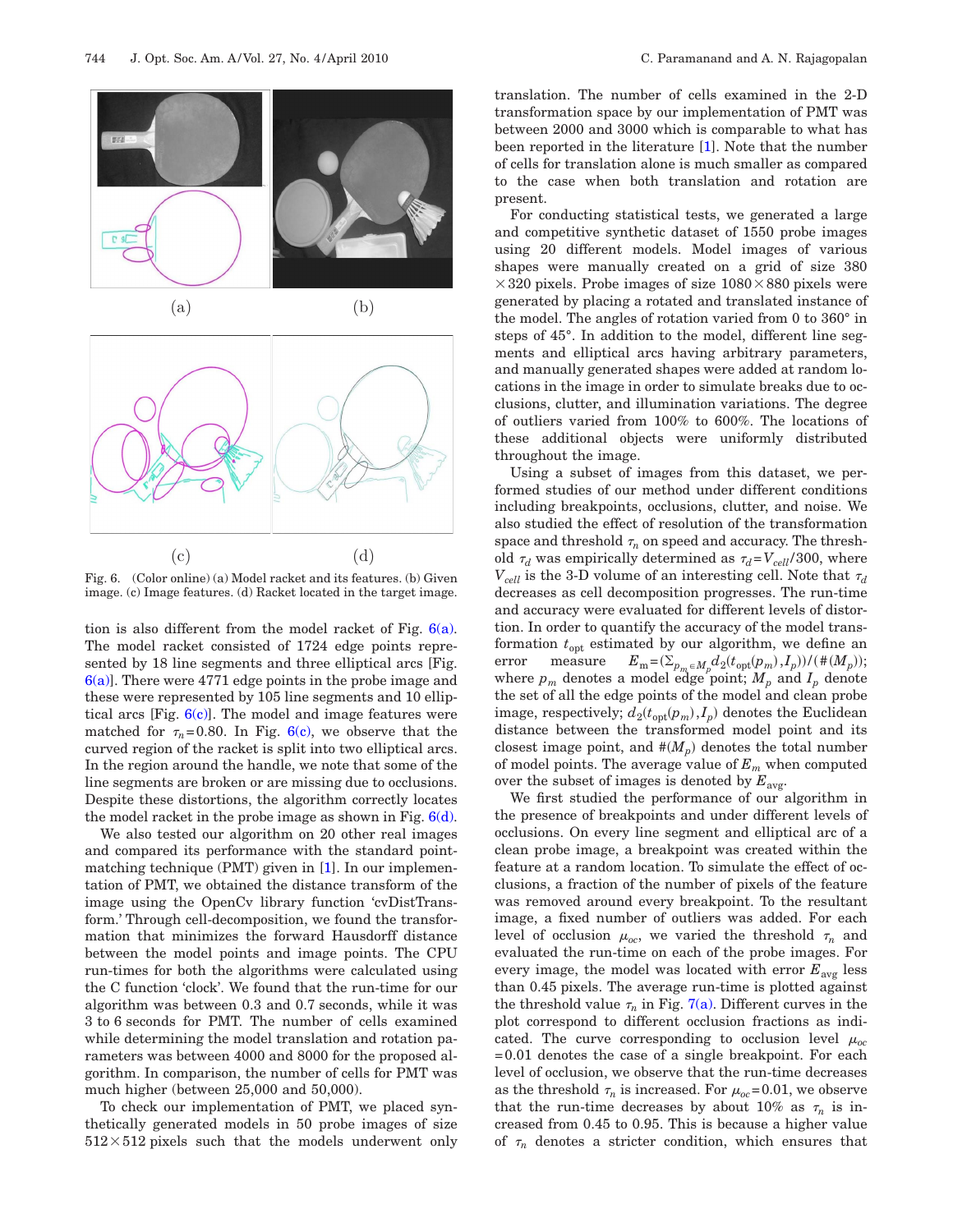Fig. 6. (Color online) (a) Model racket and its features. (b) Given image. (c) Image features. (d) Racket located in the target image.

tion is also different from the model racket of Fig. 6(a). The model racket consisted of 1724 edge points represented by 18 line segments and three elliptical arcs [Fig. 6(a)]. There were 4771 edge points in the probe image and these were represented by 105 line segments and 10 elliptical arcs [Fig. 6(c)]. The model and image features were matched for $\tau_n = 0.80$. In Fig. 6(c), we observe that the curved region of the racket is split into two elliptical arcs. In the region around the handle, we note that some of the line segments are broken or are missing due to occlusions. Despite these distortions, the algorithm correctly locates the model racket in the probe image as shown in Fig. 6(d).

We also tested our algorithm on 20 other real images and compared its performance with the standard point-matching technique (PMT) given in [1]. In our implementation of PMT, we obtained the distance transform of the image using the OpenCv library function 'cvDistTransform.' Through cell-decomposition, we found the transformation that minimizes the forward Hausdorff distance between the model points and image points. The CPU run-times for both the algorithms were calculated using the C function 'clock'. We found that the run-time for our algorithm was between 0.3 and 0.7 seconds, while it was 3 to 6 seconds for PMT. The number of cells examined while determining the model translation and rotation parameters was between 4000 and 8000 for the proposed algorithm. In comparison, the number of cells for PMT was much higher (between 25,000 and 50,000).

To check our implementation of PMT, we placed synthetically generated models in 50 probe images of size $512 \times 512$ pixels such that the models underwent only translation. The number of cells examined in the 2-D transformation space by our implementation of PMT was between 2000 and 3000 which is comparable to what has been reported in the literature [1]. Note that the number of cells for translation alone is much smaller as compared to the case when both translation and rotation are present.

For conducting statistical tests, we generated a large and competitive synthetic dataset of 1550 probe images using 20 different models. Model images of various shapes were manually created on a grid of size 380 $\times 320$ pixels. Probe images of size $1080 \times 880$ pixels were generated by placing a rotated and translated instance of the model. The angles of rotation varied from 0 to 360° in steps of 45°. In addition to the model, different line segments and elliptical arcs having arbitrary parameters, and manually generated shapes were added at random locations in the image in order to simulate breaks due to occlusions, clutter, and illumination variations. The degree of outliers varied from 100% to 600%. The locations of these additional objects were uniformly distributed throughout the image.

Using a subset of images from this dataset, we performed studies of our method under different conditions including breakpoints, occlusions, clutter, and noise. We also studied the effect of resolution of the transformation space and threshold $\tau_n$ on speed and accuracy. The threshold $\tau_d$ was empirically determined as $\tau_d = V_{cell}/300$, where $V_{cell}$ is the 3-D volume of an interesting cell. Note that $\tau_d$ decreases as cell decomposition progresses. The run-time and accuracy were evaluated for different levels of distortion. In order to quantify the accuracy of the model transformation $t_{\text{opt}}$ estimated by our algorithm, we define an error measure $E_{\text{m}} = (\Sigma_{p_m \in M_p} d_2(t_{\text{opt}}(p_m), I_p))/(\#(M_p))$; where $p_m$ denotes a model edge point; $M_p$ and $I_p$ denote the set of all the edge points of the model and clean probe image, respectively; $d_2(t_{\text{opt}}(p_m), I_p)$ denotes the Euclidean distance between the transformed model point and its closest image point, and $\#(M_p)$ denotes the total number of model points. The average value of $E_m$ when computed over the subset of images is denoted by $E_{\text{avg}}$.

We first studied the performance of our algorithm in the presence of breakpoints and under different levels of occlusions. On every line segment and elliptical arc of a clean probe image, a breakpoint was created within the feature at a random location. To simulate the effect of occlusions, a fraction of the number of pixels of the feature was removed around every breakpoint. To the resultant image, a fixed number of outliers was added. For each level of occlusion $\mu_{oc}$, we varied the threshold $\tau_n$ and evaluated the run-time on each of the probe images. For every image, the model was located with error $E_{\text{avg}}$ less than 0.45 pixels. The average run-time is plotted against the threshold value $\tau_n$ in Fig. 7(a). Different curves in the plot correspond to different occlusion fractions as indicated. The curve corresponding to occlusion level $\mu_{oc}$ $=0.01$ denotes the case of a single breakpoint. For each level of occlusion, we observe that the run-time decreases as the threshold $\tau_n$ is increased. For $\mu_{oc} = 0.01$, we observe that the run-time decreases by about 10% as $\tau_n$ is increased from 0.45 to 0.95. This is because a higher value of $\tau_n$ denotes a stricter condition, which ensures that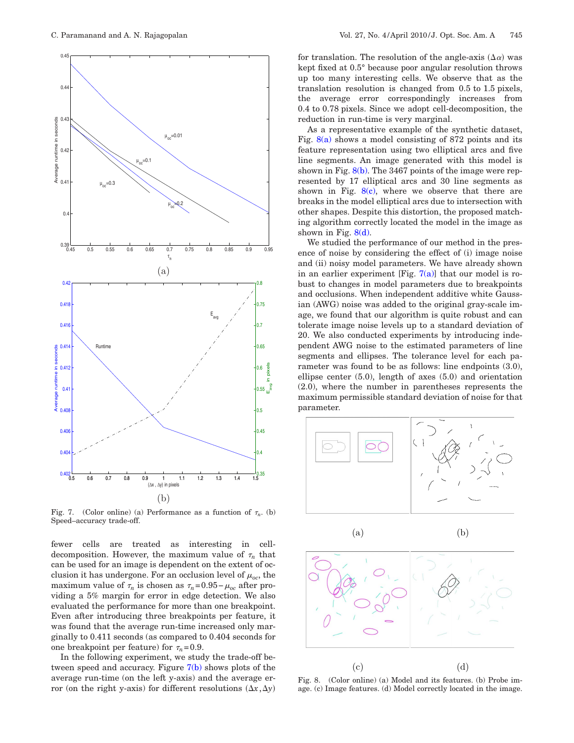Fig. 7. (Color online) (a) Performance as a function of $\tau_n$. (b) Speed–accuracy trade-off.

fewer cells are treated as interesting in cell-decomposition. However, the maximum value of $\tau_n$ that can be used for an image is dependent on the extent of occlusion it has undergone. For an occlusion level of $\mu_{oc}$, the maximum value of $\tau_n$ is chosen as $\tau_n = 0.95 - \mu_{oc}$ after providing a 5% margin for error in edge detection. We also evaluated the performance for more than one breakpoint. Even after introducing three breakpoints per feature, it was found that the average run-time increased only marginally to 0.411 seconds (as compared to 0.404 seconds for one breakpoint per feature) for $\tau_n = 0.9$.

In the following experiment, we study the trade-off between speed and accuracy. Figure 7(b) shows plots of the average run-time (on the left y-axis) and the average error (on the right y-axis) for different resolutions $(\Delta x, \Delta y)$ for translation. The resolution of the angle-axis $(\Delta \alpha)$ was kept fixed at 0.5° because poor angular resolution throws up too many interesting cells. We observe that as the translation resolution is changed from 0.5 to 1.5 pixels, the average error correspondingly increases from 0.4 to 0.78 pixels. Since we adopt cell-decomposition, the reduction in run-time is very marginal.

As a representative example of the synthetic dataset, Fig. 8(a) shows a model consisting of 872 points and its feature representation using two elliptical arcs and five line segments. An image generated with this model is shown in Fig. 8(b). The 3467 points of the image were represented by 17 elliptical arcs and 30 line segments as shown in Fig. 8(c), where we observe that there are breaks in the model elliptical arcs due to intersection with other shapes. Despite this distortion, the proposed matching algorithm correctly located the model in the image as shown in Fig. 8(d).

We studied the performance of our method in the presence of noise by considering the effect of (i) image noise and (ii) noisy model parameters. We have already shown in an earlier experiment [Fig. 7(a)] that our model is robust to changes in model parameters due to breakpoints and occlusions. When independent additive white Gaussian (AWG) noise was added to the original gray-scale image, we found that our algorithm is quite robust and can tolerate image noise levels up to a standard deviation of 20. We also conducted experiments by introducing independent AWG noise to the estimated parameters of line segments and ellipses. The tolerance level for each parameter was found to be as follows: line endpoints (3.0), ellipse center (5.0), length of axes (5.0) and orientation (2.0), where the number in parentheses represents the maximum permissible standard deviation of noise for that parameter.

Fig. 8. (Color online) (a) Model and its features. (b) Probe image. (c) Image features. (d) Model correctly located in the image.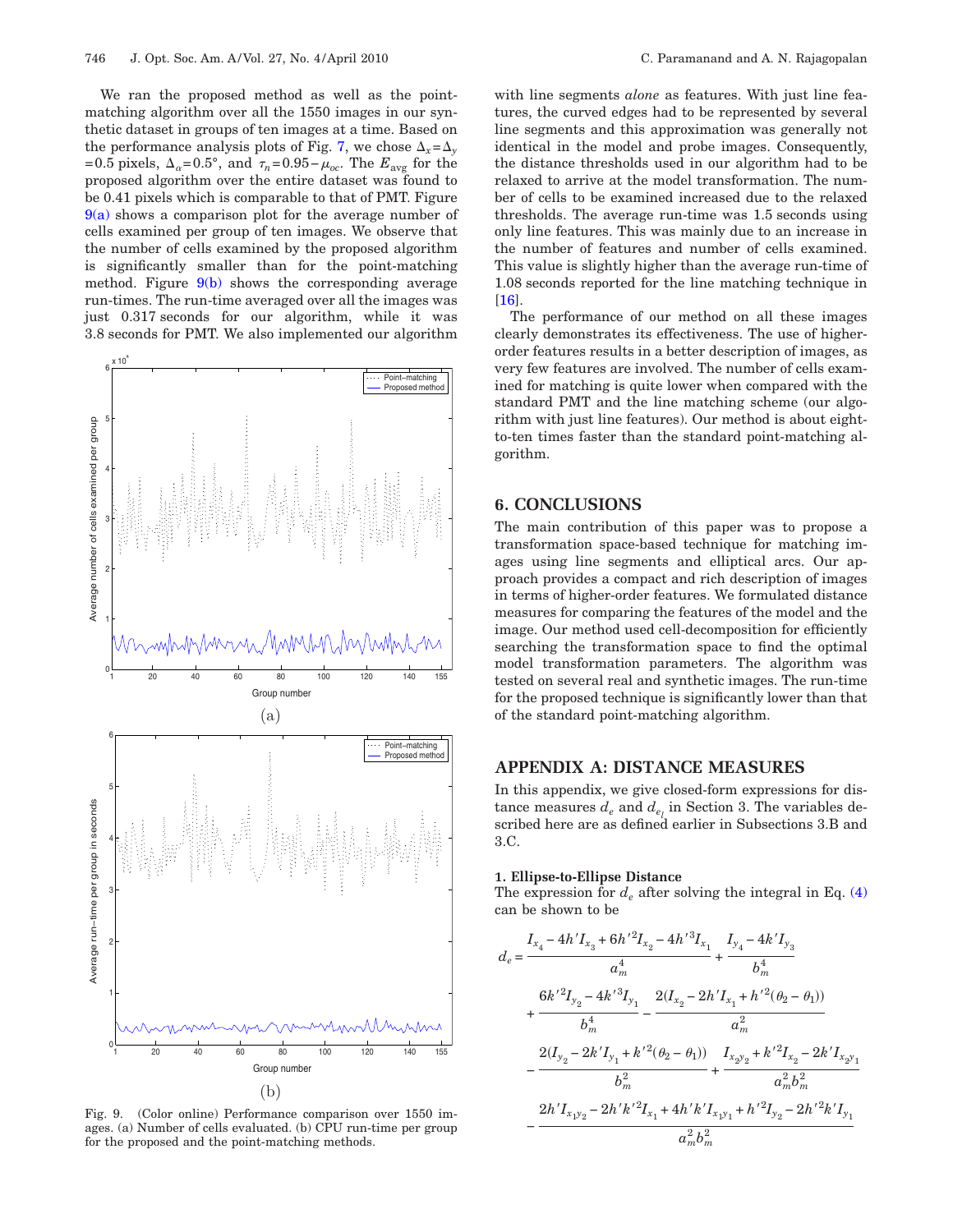We ran the proposed method as well as the point-matching algorithm over all the 1550 images in our synthetic dataset in groups of ten images at a time. Based on the performance analysis plots of Fig. 7, we chose $\Delta_x = \Delta_y = 0.5$ pixels, $\Delta_\alpha = 0.5°$, and $\tau_n = 0.95 - \mu_{oc}$. The $E_{\text{avg}}$ for the proposed algorithm over the entire dataset was found to be 0.41 pixels which is comparable to that of PMT. Figure 9(a) shows a comparison plot for the average number of cells examined per group of ten images. We observe that the number of cells examined by the proposed algorithm is significantly smaller than for the point-matching method. Figure 9(b) shows the corresponding average run-times. The run-time averaged over all the images was just 0.317 seconds for our algorithm, while it was 3.8 seconds for PMT. We also implemented our algorithm with line segments *alone* as features. With just line features, the curved edges had to be represented by several line segments and this approximation was generally not identical in the model and probe images. Consequently, the distance thresholds used in our algorithm had to be relaxed to arrive at the model transformation. The number of cells to be examined increased due to the relaxed thresholds. The average run-time was 1.5 seconds using only line features. This was mainly due to an increase in the number of features and number of cells examined. This value is slightly higher than the average run-time of 1.08 seconds reported for the line matching technique in [16].

Fig. 9. (Color online) Performance comparison over 1550 images. (a) Number of cells evaluated. (b) CPU run-time per group for the proposed and the point-matching methods.

The performance of our method on all these images clearly demonstrates its effectiveness. The use of higher-order features results in a better description of images, as very few features are involved. The number of cells examined for matching is quite lower when compared with the standard PMT and the line matching scheme (our algorithm with just line features). Our method is about eight-to-ten times faster than the standard point-matching algorithm.

## 6. CONCLUSIONS

The main contribution of this paper was to propose a transformation space-based technique for matching images using line segments and elliptical arcs. Our approach provides a compact and rich description of images in terms of higher-order features. We formulated distance measures for comparing the features of the model and the image. Our method used cell-decomposition for efficiently searching the transformation space to find the optimal model transformation parameters. The algorithm was tested on several real and synthetic images. The run-time for the proposed technique is significantly lower than that of the standard point-matching algorithm.

## APPENDIX A: DISTANCE MEASURES

In this appendix, we give closed-form expressions for distance measures $d_e$ and $d_{e_l}$ in Section 3. The variables described here are as defined earlier in Subsections 3.B and 3.C.

### 1. Ellipse-to-Ellipse Distance

The expression for $d_e$ after solving the integral in Eq. (4) can be shown to be

$$
\begin{aligned}
d_e = {} & \frac{I_{x_4} - 4h' I_{x_3} + 6h'^2 I_{x_2} - 4h'^3 I_{x_1}}{a_m^4} + \frac{I_{y_4} - 4k' I_{y_3}}{b_m^4} \\
& + \frac{6k'^2 I_{y_2} - 4k'^3 I_{y_1}}{b_m^4} - \frac{2(I_{x_2} - 2h' I_{x_1} + h'^2(\theta_2 - \theta_1))}{a_m^2} \\
& - \frac{2(I_{y_2} - 2k' I_{y_1} + k'^2(\theta_2 - \theta_1))}{b_m^2} + \frac{I_{x_2 y_2} + k'^2 I_{x_2} - 2k' I_{x_2 y_1}}{a_m^2 b_m^2} \\
& - \frac{2h' I_{x_1 y_2} - 2h' k'^2 I_{x_1} + 4h' k' I_{x_1 y_1} + h'^2 I_{y_2} - 2h'^2 k' I_{y_1}}{a_m^2 b_m^2}
\end{aligned}
$$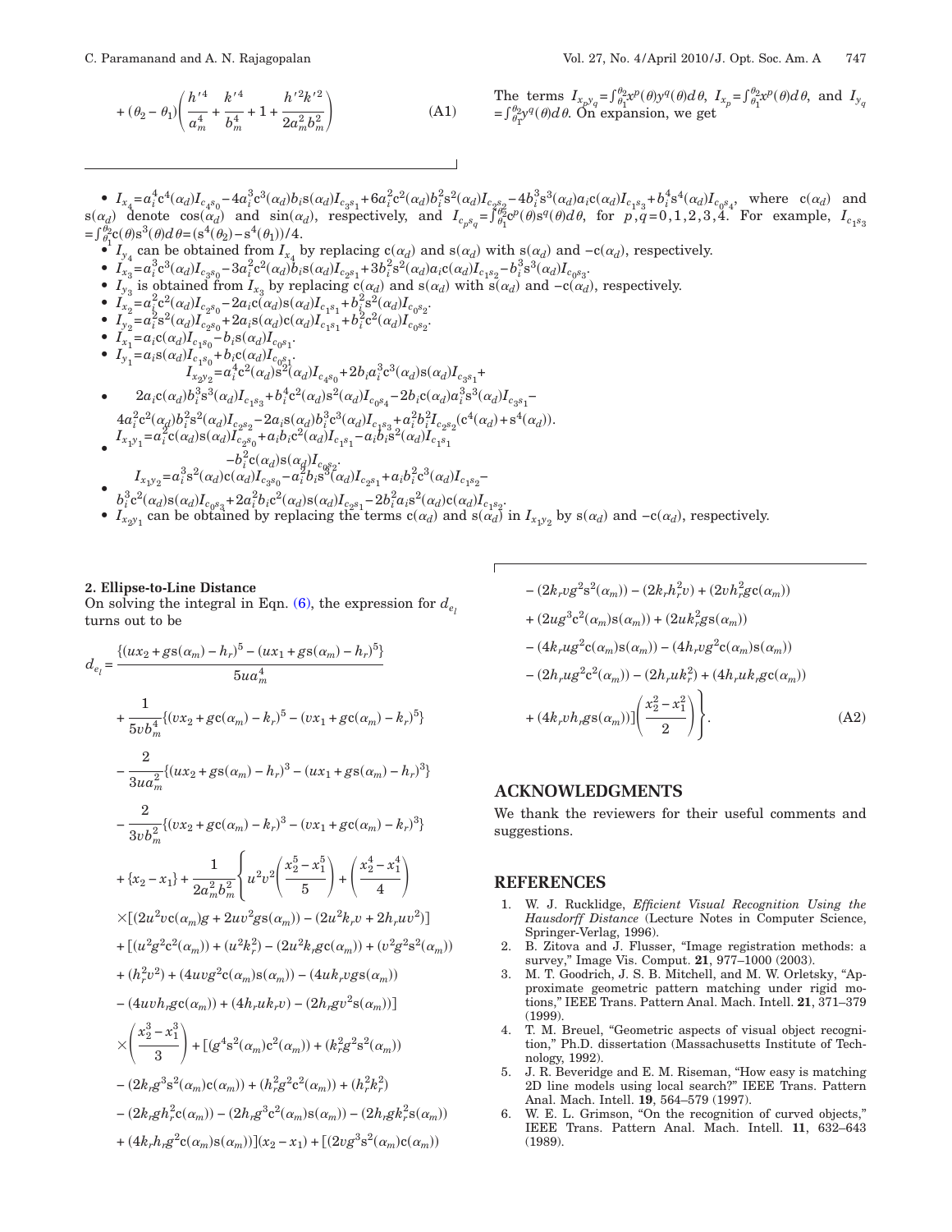$$+ (\theta_2 - \theta_1)\left(\frac{h'^4}{a_m^4} + \frac{k'^4}{b_m^4} + 1 + \frac{h'^2 k'^2}{2a_m^2 b_m^2}\right) \qquad \text{(A1)}$$

The terms $I_{x_p y_q} = \int_{\theta_1}^{\theta_2} x^p(\theta) y^q(\theta) d\theta$, $I_{x_p} = \int_{\theta_1}^{\theta_2} x^p(\theta) d\theta$, and $I_{y_q} = \int_{\theta_1}^{\theta_2} y^q(\theta) d\theta$. On expansion, we get

- $I_{x_4} = a_i^4 c^4(\alpha_d) I_{c_4 s_0} - 4a_i^3 c^3(\alpha_d) b_i s(\alpha_d) I_{c_3 s_1} + 6a_i^2 c^2(\alpha_d) b_i^2 s^2(\alpha_d) I_{c_2 s_2} - 4b_i^3 s^3(\alpha_d) a_i c(\alpha_d) I_{c_1 s_3} + b_i^4 s^4(\alpha_d) I_{c_0 s_4}$, where $c(\alpha_d)$ and $s(\alpha_d)$ denote $\cos(\alpha_d)$ and $\sin(\alpha_d)$, respectively, and $I_{c_p s_q} = \int_{\theta_1}^{\theta_2} c^p(\theta) s^q(\theta) d\theta$, for $p, q = 0, 1, 2, 3, 4$. For example, $I_{c_1 s_3} = \int_{\theta_1}^{\theta_2} c(\theta) s^3(\theta) d\theta = (s^4(\theta_2) - s^4(\theta_1))/4$.
- $I_{y_4}$ can be obtained from $I_{x_4}$ by replacing $c(\alpha_d)$ and $s(\alpha_d)$ with $s(\alpha_d)$ and $-c(\alpha_d)$, respectively.
- $I_{x_3} = a_i^3 c^3(\alpha_d) I_{c_3 s_0} - 3a_i^2 c^2(\alpha_d) b_i s(\alpha_d) I_{c_2 s_1} + 3b_i^2 s^2(\alpha_d) a_i c(\alpha_d) I_{c_1 s_2} - b_i^3 s^3(\alpha_d) I_{c_0 s_3}$.
- $I_{y_3}$ is obtained from $I_{x_3}$ by replacing $c(\alpha_d)$ and $s(\alpha_d)$ with $s(\alpha_d)$ and $-c(\alpha_d)$, respectively.
- $I_{x_2} = a_i^2 c^2(\alpha_d) I_{c_2 s_0} - 2a_i c(\alpha_d) s(\alpha_d) I_{c_1 s_1} + b_i^2 s^2(\alpha_d) I_{c_0 s_2}$.
- $I_{y_2} = a_i^2 s^2(\alpha_d) I_{c_2 s_0} + 2a_i s(\alpha_d) c(\alpha_d) I_{c_1 s_1} + b_i^2 c^2(\alpha_d) I_{c_0 s_2}$.
- $I_{x_1} = a_i c(\alpha_d) I_{c_1 s_0} - b_i s(\alpha_d) I_{c_0 s_1}$.
- $I_{y_1} = a_i s(\alpha_d) I_{c_1 s_0} + b_i c(\alpha_d) I_{c_0 s_1}$.
- $I_{x_2 y_2} = a_i^4 c^2(\alpha_d) s^2(\alpha_d) I_{c_4 s_0} + 2b_i a_i^3 c^3(\alpha_d) s(\alpha_d) I_{c_3 s_1} + 2a_i c(\alpha_d) b_i^3 s^3(\alpha_d) I_{c_1 s_3} + b_i^4 c^2(\alpha_d) s^2(\alpha_d) I_{c_0 s_4} - 2b_i c(\alpha_d) a_i^3 s^3(\alpha_d) I_{c_3 s_1} - 4a_i^2 c^2(\alpha_d) b_i^2 s^2(\alpha_d) I_{c_2 s_2} - 2a_i s(\alpha_d) b_i^3 c^3(\alpha_d) I_{c_1 s_3} + a_i^2 b_i^2 I_{c_2 s_2}(c^4(\alpha_d) + s^4(\alpha_d))$.
- $I_{x_1 y_1} = a_i^2 c(\alpha_d) s(\alpha_d) I_{c_2 s_0} + a_i b_i c^2(\alpha_d) I_{c_1 s_1} - a_i b_i s^2(\alpha_d) I_{c_1 s_1} - b_i^2 c(\alpha_d) s(\alpha_d) I_{c_0 s_2}$.
- $I_{x_1 y_2} = a_i^3 s^2(\alpha_d) c(\alpha_d) I_{c_3 s_0} - a_i^2 b_i s^3(\alpha_d) I_{c_2 s_1} + a_i b_i^2 c^3(\alpha_d) I_{c_1 s_2} - b_i^3 c^2(\alpha_d) s(\alpha_d) I_{c_0 s_3} + 2a_i^2 b_i c^2(\alpha_d) s(\alpha_d) I_{c_2 s_1} - 2b_i^2 a_i s^2(\alpha_d) c(\alpha_d) I_{c_1 s_2}$.
- $I_{x_2 y_1}$ can be obtained by replacing the terms $c(\alpha_d)$ and $s(\alpha_d)$ in $I_{x_1 y_2}$ by $s(\alpha_d)$ and $-c(\alpha_d)$, respectively.

## 2. Ellipse-to-Line Distance

On solving the integral in Eqn. (6), the expression for $d_{e_l}$ turns out to be

$$
\begin{aligned}
d_{e_l} &= \frac{\{(ux_2 + gs(\alpha_m) - h_r)^5 - (ux_1 + gs(\alpha_m) - h_r)^5\}}{5ua_m^4} \\
&+ \frac{1}{5vb_m^4}\{(vx_2 + gc(\alpha_m) - k_r)^5 - (vx_1 + gc(\alpha_m) - k_r)^5\} \\
&- \frac{2}{3ua_m^2}\{(ux_2 + gs(\alpha_m) - h_r)^3 - (ux_1 + gs(\alpha_m) - h_r)^3\} \\
&- \frac{2}{3vb_m^2}\{(vx_2 + gc(\alpha_m) - k_r)^3 - (vx_1 + gc(\alpha_m) - k_r)^3\} \\
&+ \{x_2 - x_1\} + \frac{1}{2a_m^2 b_m^2}\left\{u^2 v^2\left(\frac{x_2^5 - x_1^5}{5}\right) + \left(\frac{x_2^4 - x_1^4}{4}\right)\right. \\
&\times[(2u^2 vc(\alpha_m)g + 2uv^2 gs(\alpha_m)) - (2u^2 k_r v + 2h_r uv^2)] \\
&+ [(u^2 g^2 c^2(\alpha_m)) + (u^2 k_r^2) - (2u^2 k_r gc(\alpha_m)) + (v^2 g^2 s^2(\alpha_m)) \\
&+ (h_r^2 v^2) + (4uvg^2 c(\alpha_m)s(\alpha_m)) - (4uk_r vgs(\alpha_m)) \\
&- (4uvh_r gc(\alpha_m)) + (4h_r uk_r v) - (2h_r gv^2 s(\alpha_m))] \\
&\times\left(\frac{x_2^3 - x_1^3}{3}\right) + [(g^4 s^2(\alpha_m)c^2(\alpha_m)) + (k_r^2 g^2 s^2(\alpha_m)) \\
&- (2k_r g^3 s^2(\alpha_m)c(\alpha_m)) + (h_r^2 g^2 c^2(\alpha_m)) + (h_r^2 k_r^2) \\
&- (2k_r gh_r^2 c(\alpha_m)) - (2h_r g^3 c^2(\alpha_m)s(\alpha_m)) - (2h_r gk_r^2 s(\alpha_m)) \\
&+ (4k_r h_r g^2 c(\alpha_m)s(\alpha_m))](x_2 - x_1) + [(2vg^3 s^2(\alpha_m)c(\alpha_m)) \\
&- (2k_r vg^2 s^2(\alpha_m)) - (2k_r h_r^2 v) + (2vh_r^2 gc(\alpha_m)) \\
&+ (2ug^3 c^2(\alpha_m)s(\alpha_m)) + (2uk_r^2 gs(\alpha_m)) \\
&- (4k_r ug^2 c(\alpha_m)s(\alpha_m)) - (4h_r vg^2 c(\alpha_m)s(\alpha_m)) \\
&- (2h_r ug^2 c^2(\alpha_m)) - (2h_r uk_r^2) + (4h_r uk_r gc(\alpha_m)) \\
&\left.+ (4k_r vh_r gs(\alpha_m))]\left(\frac{x_2^2 - x_1^2}{2}\right)\right\}. \qquad \text{(A2)}
\end{aligned}
$$

## ACKNOWLEDGMENTS

We thank the reviewers for their useful comments and suggestions.

## REFERENCES

1. W. J. Rucklidge, *Efficient Visual Recognition Using the Hausdorff Distance* (Lecture Notes in Computer Science, Springer-Verlag, 1996).
2. B. Zitova and J. Flusser, "Image registration methods: a survey," Image Vis. Comput. **21**, 977–1000 (2003).
3. M. T. Goodrich, J. S. B. Mitchell, and M. W. Orletsky, "Approximate geometric pattern matching under rigid motions," IEEE Trans. Pattern Anal. Mach. Intell. **21**, 371–379 (1999).
4. T. M. Breuel, "Geometric aspects of visual object recognition," Ph.D. dissertation (Massachusetts Institute of Technology, 1992).
5. J. R. Beveridge and E. M. Riseman, "How easy is matching 2D line models using local search?" IEEE Trans. Pattern Anal. Mach. Intell. **19**, 564–579 (1997).
6. W. E. L. Grimson, "On the recognition of curved objects," IEEE Trans. Pattern Anal. Mach. Intell. **11**, 632–643 (1989).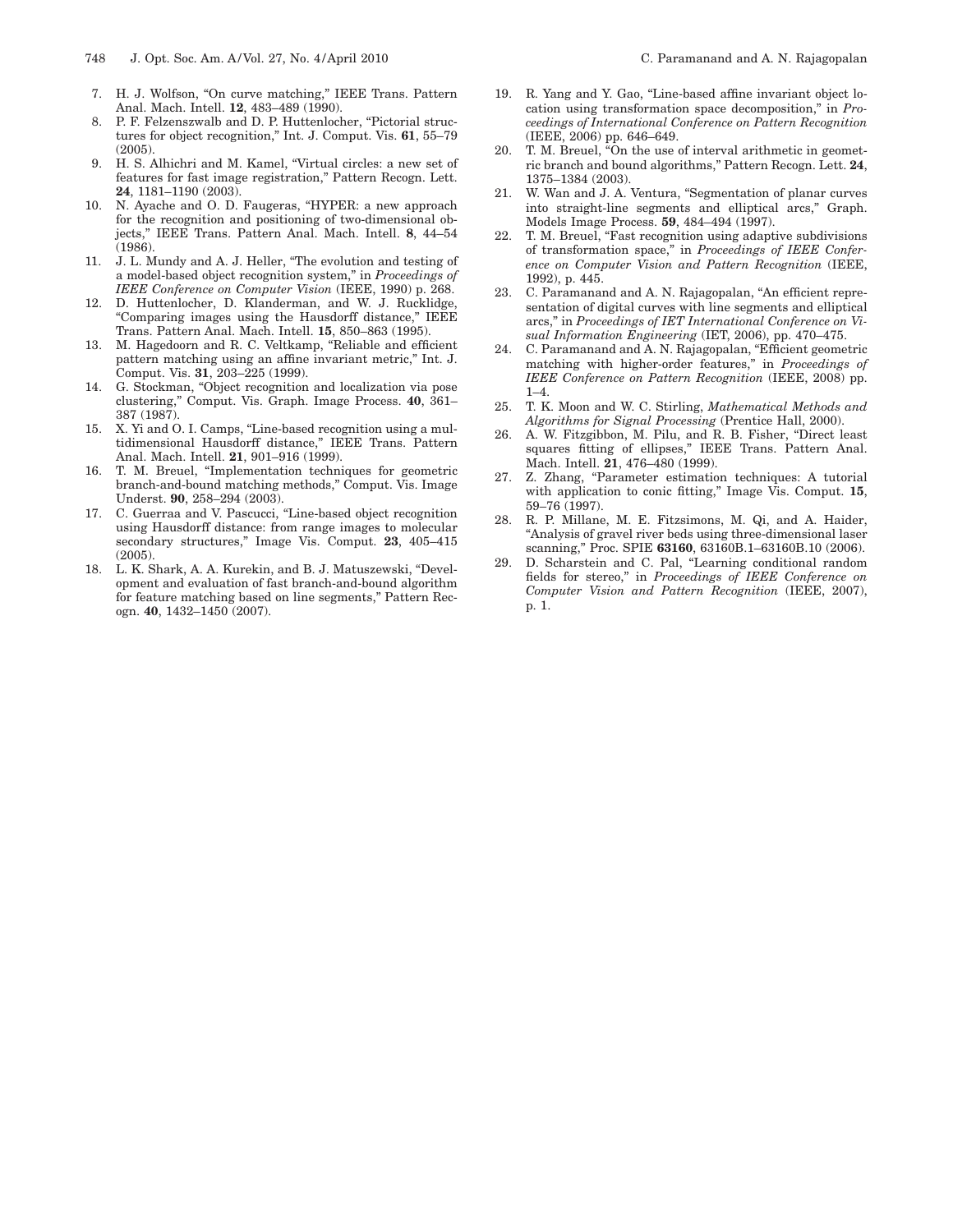7. H. J. Wolfson, "On curve matching," IEEE Trans. Pattern Anal. Mach. Intell. **12**, 483–489 (1990).
8. P. F. Felzenszwalb and D. P. Huttenlocher, "Pictorial structures for object recognition," Int. J. Comput. Vis. **61**, 55–79 (2005).
9. H. S. Alhichri and M. Kamel, "Virtual circles: a new set of features for fast image registration," Pattern Recogn. Lett. **24**, 1181–1190 (2003).
10. N. Ayache and O. D. Faugeras, "HYPER: a new approach for the recognition and positioning of two-dimensional objects," IEEE Trans. Pattern Anal. Mach. Intell. **8**, 44–54 (1986).
11. J. L. Mundy and A. J. Heller, "The evolution and testing of a model-based object recognition system," in *Proceedings of IEEE Conference on Computer Vision* (IEEE, 1990) p. 268.
12. D. Huttenlocher, D. Klanderman, and W. J. Rucklidge, "Comparing images using the Hausdorff distance," IEEE Trans. Pattern Anal. Mach. Intell. **15**, 850–863 (1995).
13. M. Hagedoorn and R. C. Veltkamp, "Reliable and efficient pattern matching using an affine invariant metric," Int. J. Comput. Vis. **31**, 203–225 (1999).
14. G. Stockman, "Object recognition and localization via pose clustering," Comput. Vis. Graph. Image Process. **40**, 361–387 (1987).
15. X. Yi and O. I. Camps, "Line-based recognition using a multidimensional Hausdorff distance," IEEE Trans. Pattern Anal. Mach. Intell. **21**, 901–916 (1999).
16. T. M. Breuel, "Implementation techniques for geometric branch-and-bound matching methods," Comput. Vis. Image Underst. **90**, 258–294 (2003).
17. C. Guerraa and V. Pascucci, "Line-based object recognition using Hausdorff distance: from range images to molecular secondary structures," Image Vis. Comput. **23**, 405–415 (2005).
18. L. K. Shark, A. A. Kurekin, and B. J. Matuszewski, "Development and evaluation of fast branch-and-bound algorithm for feature matching based on line segments," Pattern Recogn. **40**, 1432–1450 (2007).
19. R. Yang and Y. Gao, "Line-based affine invariant object location using transformation space decomposition," in *Proceedings of International Conference on Pattern Recognition* (IEEE, 2006) pp. 646–649.
20. T. M. Breuel, "On the use of interval arithmetic in geometric branch and bound algorithms," Pattern Recogn. Lett. **24**, 1375–1384 (2003).
21. W. Wan and J. A. Ventura, "Segmentation of planar curves into straight-line segments and elliptical arcs," Graph. Models Image Process. **59**, 484–494 (1997).
22. T. M. Breuel, "Fast recognition using adaptive subdivisions of transformation space," in *Proceedings of IEEE Conference on Computer Vision and Pattern Recognition* (IEEE, 1992), p. 445.
23. C. Paramanand and A. N. Rajagopalan, "An efficient representation of digital curves with line segments and elliptical arcs," in *Proceedings of IET International Conference on Visual Information Engineering* (IET, 2006), pp. 470–475.
24. C. Paramanand and A. N. Rajagopalan, "Efficient geometric matching with higher-order features," in *Proceedings of IEEE Conference on Pattern Recognition* (IEEE, 2008) pp. 1–4.
25. T. K. Moon and W. C. Stirling, *Mathematical Methods and Algorithms for Signal Processing* (Prentice Hall, 2000).
26. A. W. Fitzgibbon, M. Pilu, and R. B. Fisher, "Direct least squares fitting of ellipses," IEEE Trans. Pattern Anal. Mach. Intell. **21**, 476–480 (1999).
27. Z. Zhang, "Parameter estimation techniques: A tutorial with application to conic fitting," Image Vis. Comput. **15**, 59–76 (1997).
28. R. P. Millane, M. E. Fitzsimons, M. Qi, and A. Haider, "Analysis of gravel river beds using three-dimensional laser scanning," Proc. SPIE **63160**, 63160B.1–63160B.10 (2006).
29. D. Scharstein and C. Pal, "Learning conditional random fields for stereo," in *Proceedings of IEEE Conference on Computer Vision and Pattern Recognition* (IEEE, 2007), p. 1.